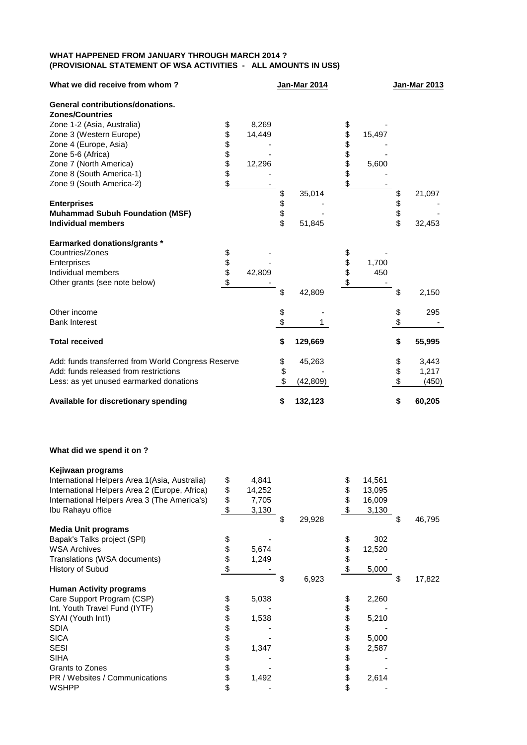**WHAT HAPPENED FROM JANUARY THROUGH MARCH 2014 ?**
**(PROVISIONAL STATEMENT OF WSA ACTIVITIES - ALL AMOUNTS IN US$)**

| What we did receive from whom ? | | Jan-Mar 2014 | | Jan-Mar 2013 |
|---|---|---|---|---|
| **General contributions/donations.** | | | | |
| **Zones/Countries** | | | | |
| Zone 1-2 (Asia, Australia) | $ 8,269 | | $ - | |
| Zone 3 (Western Europe) | $ 14,449 | | $ 15,497 | |
| Zone 4 (Europe, Asia) | $ - | | $ - | |
| Zone 5-6 (Africa) | $ - | | $ - | |
| Zone 7 (North America) | $ 12,296 | | $ 5,600 | |
| Zone 8 (South America-1) | $ - | | $ - | |
| Zone 9 (South America-2) | $ - | | $ - | |
| | | $ 35,014 | | $ 21,097 |
| **Enterprises** | | $ - | | $ - |
| **Muhammad Subuh Foundation (MSF)** | | $ - | | $ - |
| **Individual members** | | $ 51,845 | | $ 32,453 |
| **Earmarked donations/grants *** | | | | |
| Countries/Zones | $ - | | $ - | |
| Enterprises | $ - | | $ 1,700 | |
| Individual members | $ 42,809 | | $ 450 | |
| Other grants (see note below) | $ - | | $ - | |
| | | $ 42,809 | | $ 2,150 |
| Other income | | $ - | | $ 295 |
| Bank Interest | | $ 1 | | $ - |
| **Total received** | | **$ 129,669** | | **$ 55,995** |
| Add: funds transferred from World Congress Reserve | | $ 45,263 | | $ 3,443 |
| Add: funds released from restrictions | | $ - | | $ 1,217 |
| Less: as yet unused earmarked donations | | $ (42,809) | | $ (450) |
| **Available for discretionary spending** | | **$ 132,123** | | **$ 60,205** |

**What did we spend it on ?**

| | | Jan-Mar 2014 | | Jan-Mar 2013 |
|---|---|---|---|---|
| **Kejiwaan programs** | | | | |
| International Helpers Area 1(Asia, Australia) | $ 4,841 | | $ 14,561 | |
| International Helpers Area 2 (Europe, Africa) | $ 14,252 | | $ 13,095 | |
| International Helpers Area 3 (The America's) | $ 7,705 | | $ 16,009 | |
| Ibu Rahayu office | $ 3,130 | | $ 3,130 | |
| | | $ 29,928 | | $ 46,795 |
| **Media Unit programs** | | | | |
| Bapak's Talks project (SPI) | $ - | | $ 302 | |
| WSA Archives | $ 5,674 | | $ 12,520 | |
| Translations (WSA documents) | $ 1,249 | | $ - | |
| History of Subud | $ - | | $ 5,000 | |
| | | $ 6,923 | | $ 17,822 |
| **Human Activity programs** | | | | |
| Care Support Program (CSP) | $ 5,038 | | $ 2,260 | |
| Int. Youth Travel Fund (IYTF) | $ - | | $ - | |
| SYAI (Youth Int'l) | $ 1,538 | | $ 5,210 | |
| SDIA | $ - | | $ - | |
| SICA | $ - | | $ 5,000 | |
| SESI | $ 1,347 | | $ 2,587 | |
| SIHA | $ - | | $ - | |
| Grants to Zones | $ - | | $ - | |
| PR / Websites / Communications | $ 1,492 | | $ 2,614 | |
| WSHPP | $ - | | $ - | |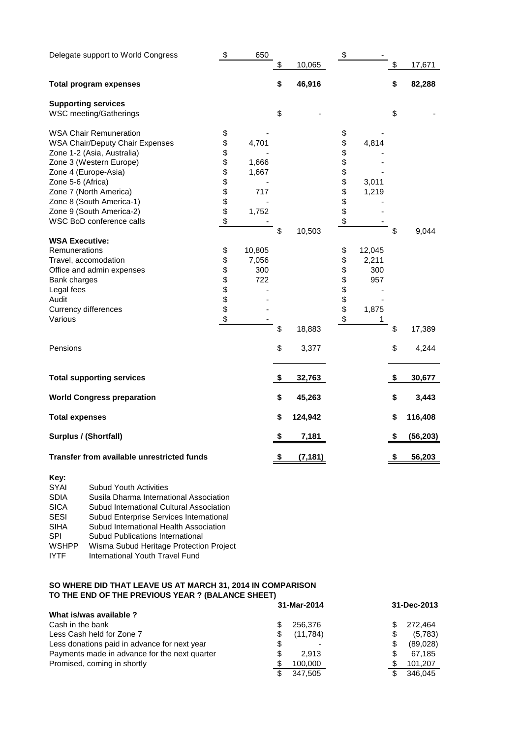| | | | | |
|---|---|---|---|---|
| Delegate support to World Congress | $ 650 | $ 10,065 | $ - | $ 17,671 |
| **Total program expenses** | | **$ 46,916** | | **$ 82,288** |
| **Supporting services** | | | | |
| WSC meeting/Gatherings | | $ - | | $ - |
| WSA Chair Remuneration | $ - | | $ - | |
| WSA Chair/Deputy Chair Expenses | $ 4,701 | | $ 4,814 | |
| Zone 1-2 (Asia, Australia) | $ - | | $ - | |
| Zone 3 (Western Europe) | $ 1,666 | | $ - | |
| Zone 4 (Europe-Asia) | $ 1,667 | | $ - | |
| Zone 5-6 (Africa) | $ - | | $ 3,011 | |
| Zone 7 (North America) | $ 717 | | $ 1,219 | |
| Zone 8 (South America-1) | $ - | | $ - | |
| Zone 9 (South America-2) | $ 1,752 | | $ - | |
| WSC BoD conference calls | $ - | $ 10,503 | $ - | $ 9,044 |
| **WSA Executive:** | | | | |
| Remunerations | $ 10,805 | | $ 12,045 | |
| Travel, accomodation | $ 7,056 | | $ 2,211 | |
| Office and admin expenses | $ 300 | | $ 300 | |
| Bank charges | $ 722 | | $ 957 | |
| Legal fees | $ - | | $ - | |
| Audit | $ - | | $ - | |
| Currency differences | $ - | | $ 1,875 | |
| Various | $ - | $ 18,883 | $ 1 | $ 17,389 |
| Pensions | | $ 3,377 | | $ 4,244 |
| **Total supporting services** | | **$ 32,763** | | **$ 30,677** |
| **World Congress preparation** | | **$ 45,263** | | **$ 3,443** |
| **Total expenses** | | **$ 124,942** | | **$ 116,408** |
| **Surplus / (Shortfall)** | | **$ 7,181** | | **$ (56,203)** |
| **Transfer from available unrestricted funds** | | **$ (7,181)** | | **$ 56,203** |

**Key:**

| | |
|---|---|
| SYAI | Subud Youth Activities |
| SDIA | Susila Dharma International Association |
| SICA | Subud International Cultural Association |
| SESI | Subud Enterprise Services International |
| SIHA | Subud International Health Association |
| SPI | Subud Publications International |
| WSHPP | Wisma Subud Heritage Protection Project |
| IYTF | International Youth Travel Fund |

**SO WHERE DID THAT LEAVE US AT MARCH 31, 2014 IN COMPARISON TO THE END OF THE PREVIOUS YEAR ? (BALANCE SHEET)**

| | 31-Mar-2014 | 31-Dec-2013 |
|---|---|---|
| **What is/was available ?** | | |
| Cash in the bank | $ 256,376 | $ 272,464 |
| Less Cash held for Zone 7 | $ (11,784) | $ (5,783) |
| Less donations paid in advance for next year | $ - | $ (89,028) |
| Payments made in advance for the next quarter | $ 2,913 | $ 67,185 |
| Promised, coming in shortly | $ 100,000 | $ 101,207 |
| | $ 347,505 | $ 346,045 |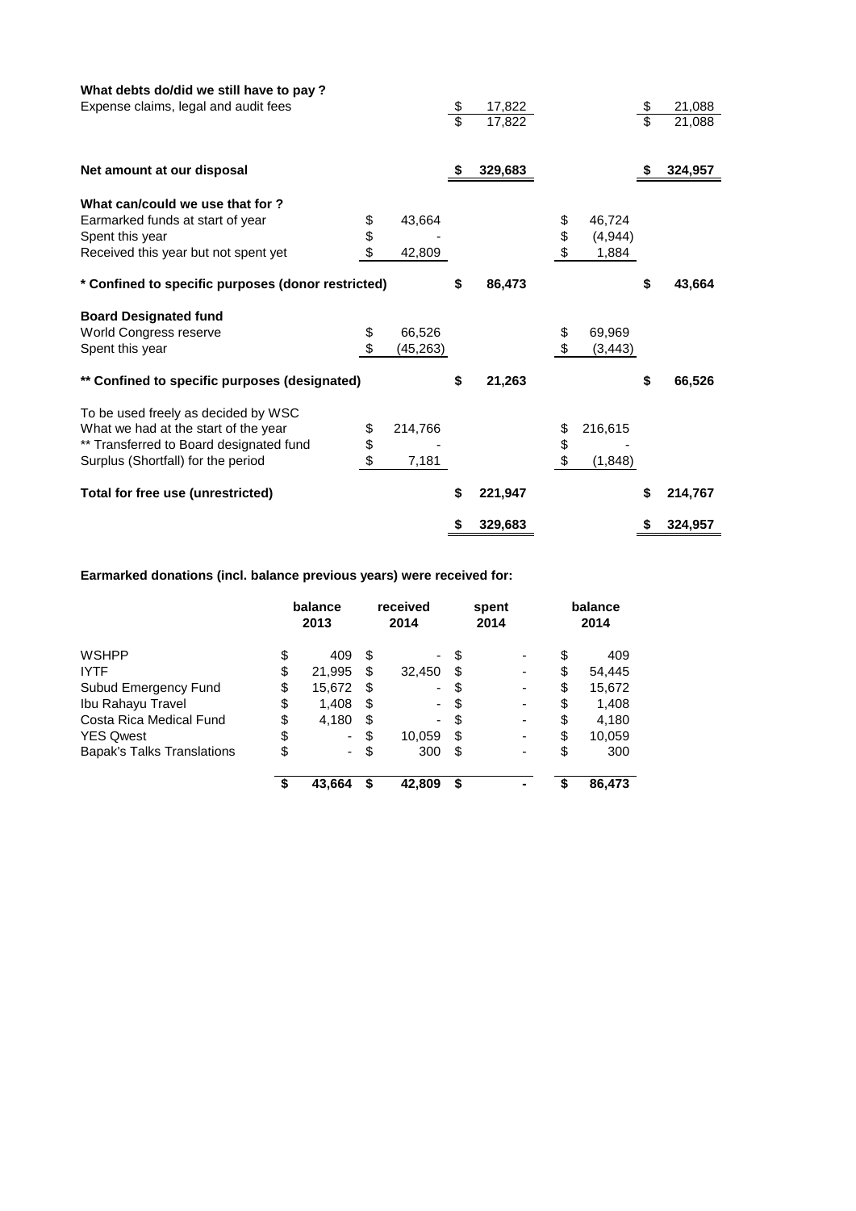| | | | | |
|---|---|---|---|---|
| **What debts do/did we still have to pay ?** | | | | |
| Expense claims, legal and audit fees | | $ 17,822 | | $ 21,088 |
| | | $ 17,822 | | $ 21,088 |
| **Net amount at our disposal** | | **$ 329,683** | | **$ 324,957** |
| **What can/could we use that for ?** | | | | |
| Earmarked funds at start of year | $ 43,664 | | $ 46,724 | |
| Spent this year | $ - | | $ (4,944) | |
| Received this year but not spent yet | $ 42,809 | | $ 1,884 | |
| **\* Confined to specific purposes (donor restricted)** | | **$ 86,473** | | **$ 43,664** |
| **Board Designated fund** | | | | |
| World Congress reserve | $ 66,526 | | $ 69,969 | |
| Spent this year | $ (45,263) | | $ (3,443) | |
| **\*\* Confined to specific purposes (designated)** | | **$ 21,263** | | **$ 66,526** |
| To be used freely as decided by WSC | | | | |
| What we had at the start of the year | $ 214,766 | | $ 216,615 | |
| ** Transferred to Board designated fund | $ - | | $ - | |
| Surplus (Shortfall) for the period | $ 7,181 | | $ (1,848) | |
| **Total for free use (unrestricted)** | | **$ 221,947** | | **$ 214,767** |
| | | **$ 329,683** | | **$ 324,957** |

**Earmarked donations (incl. balance previous years) were received for:**

| | balance 2013 | received 2014 | spent 2014 | balance 2014 |
|---|---|---|---|---|
| WSHPP | $ 409 | $ - | $ - | $ 409 |
| IYTF | $ 21,995 | $ 32,450 | $ - | $ 54,445 |
| Subud Emergency Fund | $ 15,672 | $ - | $ - | $ 15,672 |
| Ibu Rahayu Travel | $ 1,408 | $ - | $ - | $ 1,408 |
| Costa Rica Medical Fund | $ 4,180 | $ - | $ - | $ 4,180 |
| YES Qwest | $ - | $ 10,059 | $ - | $ 10,059 |
| Bapak's Talks Translations | $ - | $ 300 | $ - | $ 300 |
| | **$ 43,664** | **$ 42,809** | **$ -** | **$ 86,473** |